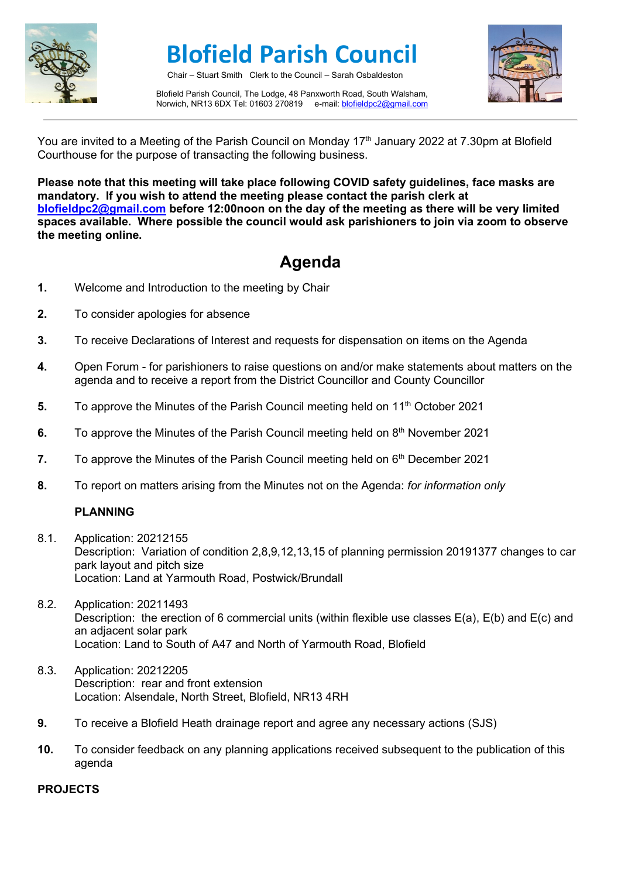# Blofield Parish Council

Chair – Stuart Smith   Clerk to the Council – Sarah Osbaldeston

Blofield Parish Council, The Lodge, 48 Panxworth Road, South Walsham, Norwich, NR13 6DX Tel: 01603 270819   e-mail: blofieldpc2@gmail.com

---

You are invited to a Meeting of the Parish Council on Monday 17th January 2022 at 7.30pm at Blofield Courthouse for the purpose of transacting the following business.

**Please note that this meeting will take place following COVID safety guidelines, face masks are mandatory. If you wish to attend the meeting please contact the parish clerk at blofieldpc2@gmail.com before 12:00noon on the day of the meeting as there will be very limited spaces available. Where possible the council would ask parishioners to join via zoom to observe the meeting online.**

## Agenda

**1.** Welcome and Introduction to the meeting by Chair

**2.** To consider apologies for absence

**3.** To receive Declarations of Interest and requests for dispensation on items on the Agenda

**4.** Open Forum - for parishioners to raise questions on and/or make statements about matters on the agenda and to receive a report from the District Councillor and County Councillor

**5.** To approve the Minutes of the Parish Council meeting held on 11th October 2021

**6.** To approve the Minutes of the Parish Council meeting held on 8th November 2021

**7.** To approve the Minutes of the Parish Council meeting held on 6th December 2021

**8.** To report on matters arising from the Minutes not on the Agenda: *for information only*

**PLANNING**

8.1. Application: 20212155
Description: Variation of condition 2,8,9,12,13,15 of planning permission 20191377 changes to car park layout and pitch size
Location: Land at Yarmouth Road, Postwick/Brundall

8.2. Application: 20211493
Description: the erection of 6 commercial units (within flexible use classes E(a), E(b) and E(c) and an adjacent solar park
Location: Land to South of A47 and North of Yarmouth Road, Blofield

8.3. Application: 20212205
Description: rear and front extension
Location: Alsendale, North Street, Blofield, NR13 4RH

**9.** To receive a Blofield Heath drainage report and agree any necessary actions (SJS)

**10.** To consider feedback on any planning applications received subsequent to the publication of this agenda

**PROJECTS**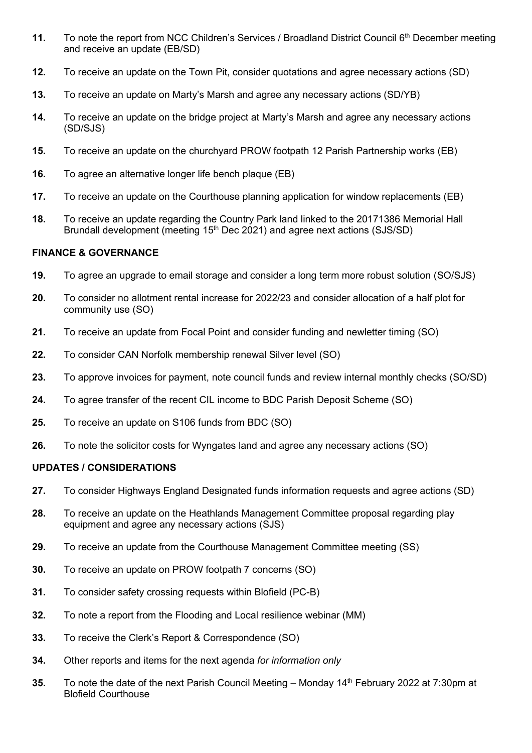11. To note the report from NCC Children's Services / Broadland District Council 6th December meeting and receive an update (EB/SD)

12. To receive an update on the Town Pit, consider quotations and agree necessary actions (SD)

13. To receive an update on Marty's Marsh and agree any necessary actions (SD/YB)

14. To receive an update on the bridge project at Marty's Marsh and agree any necessary actions (SD/SJS)

15. To receive an update on the churchyard PROW footpath 12 Parish Partnership works (EB)

16. To agree an alternative longer life bench plaque (EB)

17. To receive an update on the Courthouse planning application for window replacements (EB)

18. To receive an update regarding the Country Park land linked to the 20171386 Memorial Hall Brundall development (meeting 15th Dec 2021) and agree next actions (SJS/SD)

**FINANCE & GOVERNANCE**

19. To agree an upgrade to email storage and consider a long term more robust solution (SO/SJS)

20. To consider no allotment rental increase for 2022/23 and consider allocation of a half plot for community use (SO)

21. To receive an update from Focal Point and consider funding and newletter timing (SO)

22. To consider CAN Norfolk membership renewal Silver level (SO)

23. To approve invoices for payment, note council funds and review internal monthly checks (SO/SD)

24. To agree transfer of the recent CIL income to BDC Parish Deposit Scheme (SO)

25. To receive an update on S106 funds from BDC (SO)

26. To note the solicitor costs for Wyngates land and agree any necessary actions (SO)

**UPDATES / CONSIDERATIONS**

27. To consider Highways England Designated funds information requests and agree actions (SD)

28. To receive an update on the Heathlands Management Committee proposal regarding play equipment and agree any necessary actions (SJS)

29. To receive an update from the Courthouse Management Committee meeting (SS)

30. To receive an update on PROW footpath 7 concerns (SO)

31. To consider safety crossing requests within Blofield (PC-B)

32. To note a report from the Flooding and Local resilience webinar (MM)

33. To receive the Clerk's Report & Correspondence (SO)

34. Other reports and items for the next agenda *for information only*

35. To note the date of the next Parish Council Meeting – Monday 14th February 2022 at 7:30pm at Blofield Courthouse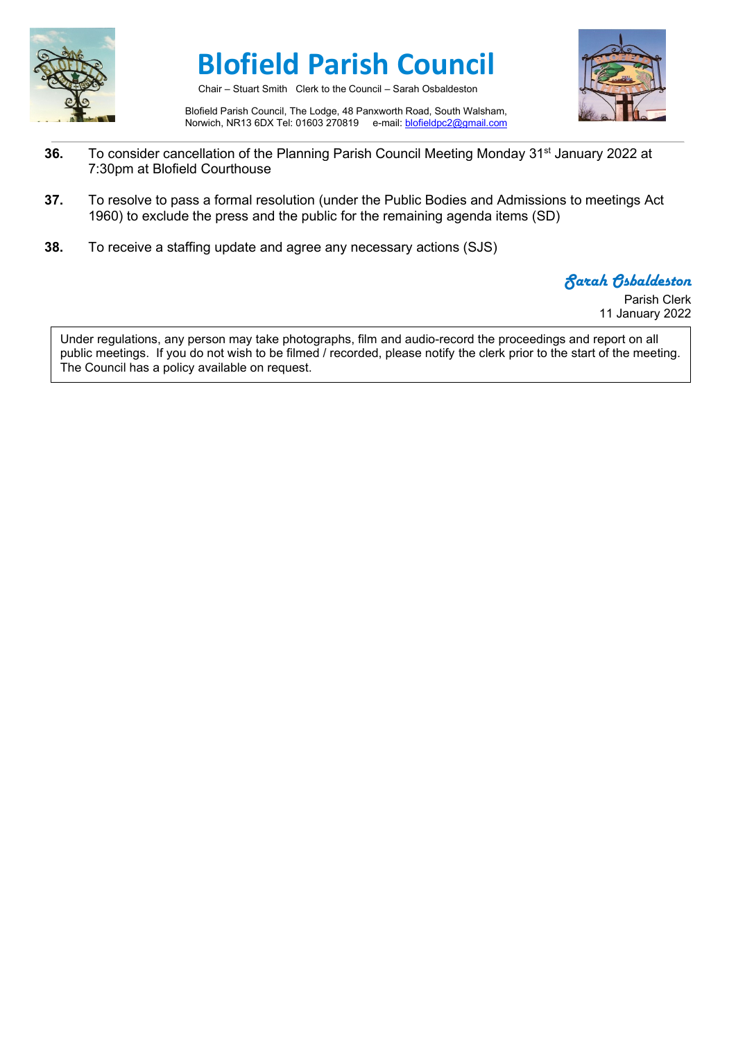# Blofield Parish Council

Chair – Stuart Smith Clerk to the Council – Sarah Osbaldeston

Blofield Parish Council, The Lodge, 48 Panxworth Road, South Walsham, Norwich, NR13 6DX Tel: 01603 270819 e-mail: blofieldpc2@gmail.com

---

**36.** To consider cancellation of the Planning Parish Council Meeting Monday 31st January 2022 at 7:30pm at Blofield Courthouse

**37.** To resolve to pass a formal resolution (under the Public Bodies and Admissions to meetings Act 1960) to exclude the press and the public for the remaining agenda items (SD)

**38.** To receive a staffing update and agree any necessary actions (SJS)

*Sarah Osbaldeston*
Parish Clerk
11 January 2022

> Under regulations, any person may take photographs, film and audio-record the proceedings and report on all public meetings. If you do not wish to be filmed / recorded, please notify the clerk prior to the start of the meeting. The Council has a policy available on request.